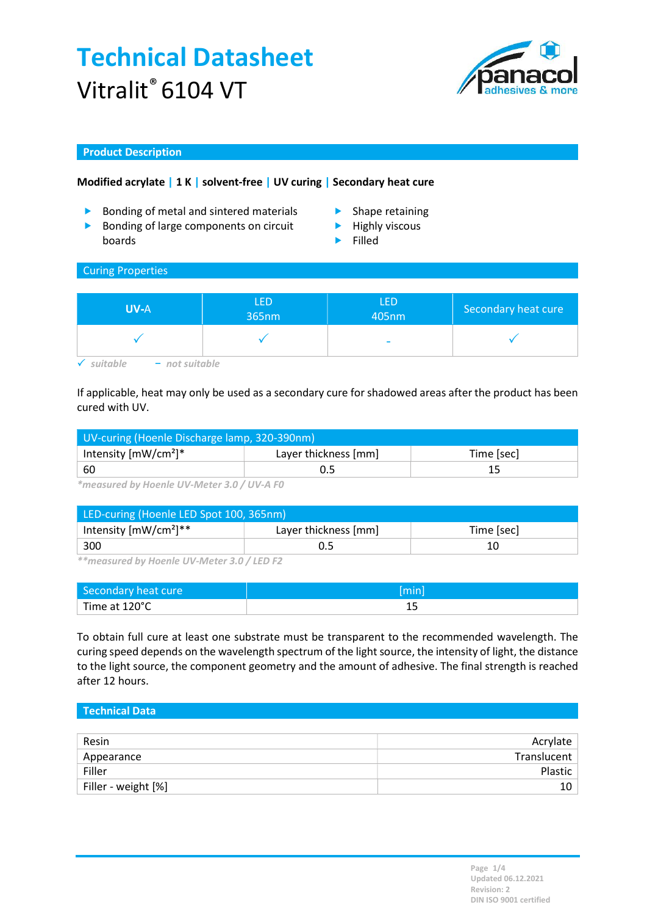# Technical Datasheet

Vitralit® 6104 VT

## Product Description

**Modified acrylate | 1 K | solvent-free | UV curing | Secondary heat cure**

- Bonding of metal and sintered materials
- Bonding of large components on circuit boards
- Shape retaining
- Highly viscous
- Filled

## Curing Properties

| UV-A | LED 365nm | LED 405nm | Secondary heat cure |
|---|---|---|---|
| ✓ | ✓ | - | ✓ |

✓ *suitable* – *not suitable*

If applicable, heat may only be used as a secondary cure for shadowed areas after the product has been cured with UV.

| UV-curing (Hoenle Discharge lamp, 320-390nm) | | |
|---|---|---|
| Intensity [mW/cm²]* | Layer thickness [mm] | Time [sec] |
| 60 | 0.5 | 15 |

*\*measured by Hoenle UV-Meter 3.0 / UV-A F0*

| LED-curing (Hoenle LED Spot 100, 365nm) | | |
|---|---|---|
| Intensity [mW/cm²]** | Layer thickness [mm] | Time [sec] |
| 300 | 0.5 | 10 |

*\*\*measured by Hoenle UV-Meter 3.0 / LED F2*

| Secondary heat cure | [min] |
|---|---|
| Time at 120°C | 15 |

To obtain full cure at least one substrate must be transparent to the recommended wavelength. The curing speed depends on the wavelength spectrum of the light source, the intensity of light, the distance to the light source, the component geometry and the amount of adhesive. The final strength is reached after 12 hours.

## Technical Data

| | |
|---|---|
| Resin | Acrylate |
| Appearance | Translucent |
| Filler | Plastic |
| Filler - weight [%] | 10 |

Updated 06.12.2021
Revision: 2
DIN ISO 9001 certified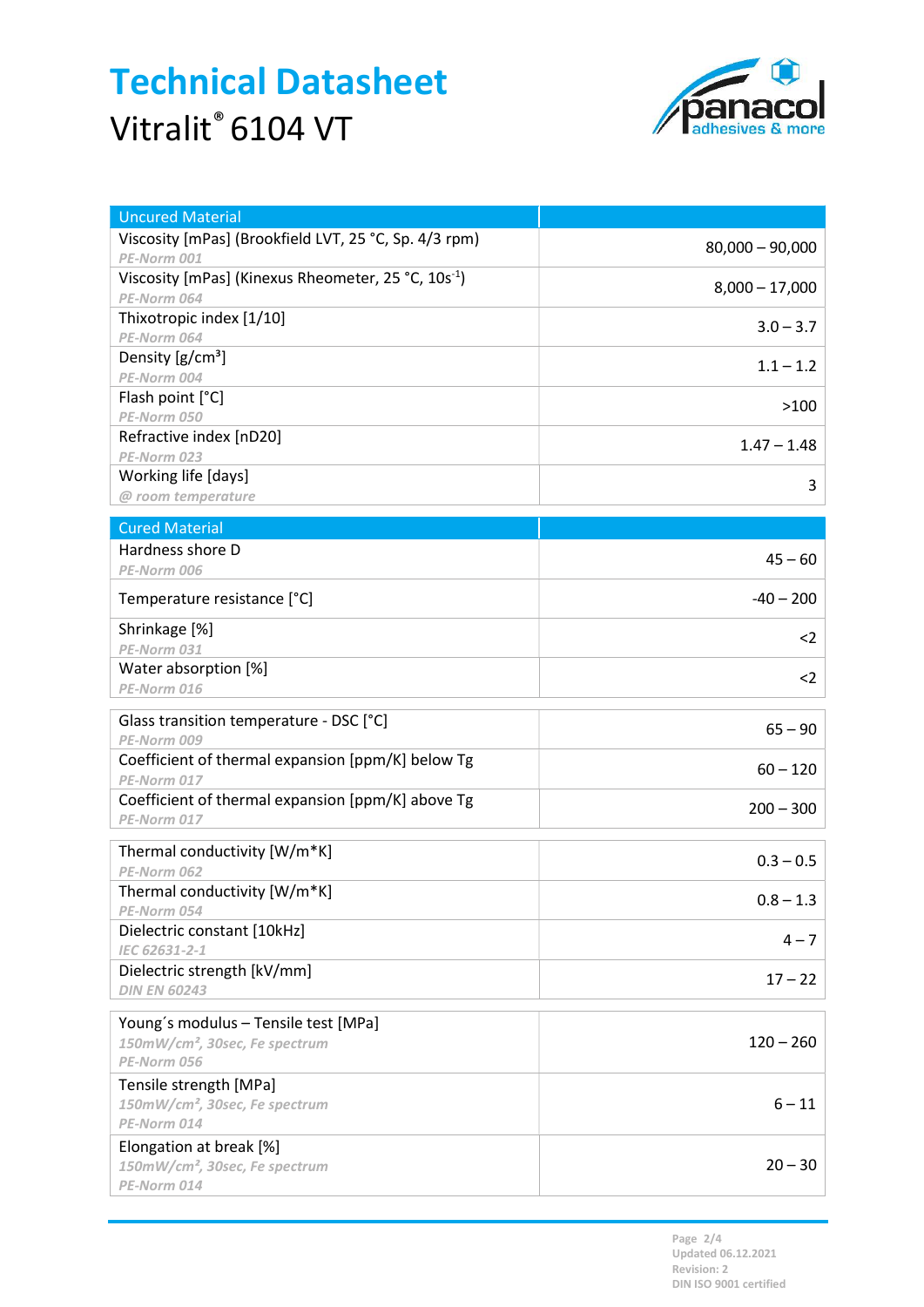# Technical Datasheet

Vitralit® 6104 VT

| Uncured Material | |
|---|---|
| Viscosity [mPas] (Brookfield LVT, 25 °C, Sp. 4/3 rpm) *PE-Norm 001* | 80,000 – 90,000 |
| Viscosity [mPas] (Kinexus Rheometer, 25 °C, 10s$^{-1}$) *PE-Norm 064* | 8,000 – 17,000 |
| Thixotropic index [1/10] *PE-Norm 064* | 3.0 – 3.7 |
| Density [g/cm³] *PE-Norm 004* | 1.1 – 1.2 |
| Flash point [°C] *PE-Norm 050* | >100 |
| Refractive index [nD20] *PE-Norm 023* | 1.47 – 1.48 |
| Working life [days] *@ room temperature* | 3 |

| Cured Material | |
|---|---|
| Hardness shore D *PE-Norm 006* | 45 – 60 |
| Temperature resistance [°C] | -40 – 200 |
| Shrinkage [%] *PE-Norm 031* | <2 |
| Water absorption [%] *PE-Norm 016* | <2 |
| Glass transition temperature - DSC [°C] *PE-Norm 009* | 65 – 90 |
| Coefficient of thermal expansion [ppm/K] below Tg *PE-Norm 017* | 60 – 120 |
| Coefficient of thermal expansion [ppm/K] above Tg *PE-Norm 017* | 200 – 300 |
| Thermal conductivity [W/m*K] *PE-Norm 062* | 0.3 – 0.5 |
| Thermal conductivity [W/m*K] *PE-Norm 054* | 0.8 – 1.3 |
| Dielectric constant [10kHz] *IEC 62631-2-1* | 4 – 7 |
| Dielectric strength [kV/mm] *DIN EN 60243* | 17 – 22 |
| Young´s modulus – Tensile test [MPa] *150mW/cm², 30sec, Fe spectrum* *PE-Norm 056* | 120 – 260 |
| Tensile strength [MPa] *150mW/cm², 30sec, Fe spectrum* *PE-Norm 014* | 6 – 11 |
| Elongation at break [%] *150mW/cm², 30sec, Fe spectrum* *PE-Norm 014* | 20 – 30 |

Updated 06.12.2021
Revision: 2
DIN ISO 9001 certified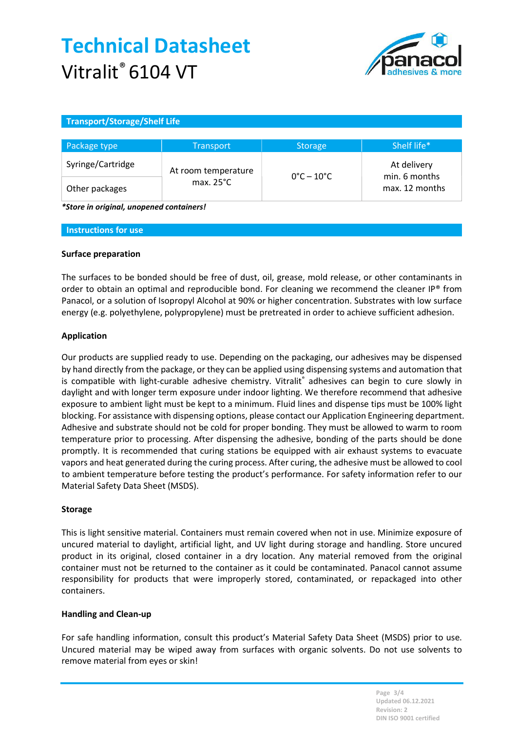# Technical Datasheet

Vitralit® 6104 VT

## Transport/Storage/Shelf Life

| Package type | Transport | Storage | Shelf life* |
|---|---|---|---|
| Syringe/Cartridge | At room temperature max. 25°C | 0°C – 10°C | At delivery min. 6 months max. 12 months |
| Other packages | | | |

***Store in original, unopened containers!***

## Instructions for use

### Surface preparation

The surfaces to be bonded should be free of dust, oil, grease, mold release, or other contaminants in order to obtain an optimal and reproducible bond. For cleaning we recommend the cleaner IP® from Panacol, or a solution of Isopropyl Alcohol at 90% or higher concentration. Substrates with low surface energy (e.g. polyethylene, polypropylene) must be pretreated in order to achieve sufficient adhesion.

### Application

Our products are supplied ready to use. Depending on the packaging, our adhesives may be dispensed by hand directly from the package, or they can be applied using dispensing systems and automation that is compatible with light-curable adhesive chemistry. Vitralit® adhesives can begin to cure slowly in daylight and with longer term exposure under indoor lighting. We therefore recommend that adhesive exposure to ambient light must be kept to a minimum. Fluid lines and dispense tips must be 100% light blocking. For assistance with dispensing options, please contact our Application Engineering department. Adhesive and substrate should not be cold for proper bonding. They must be allowed to warm to room temperature prior to processing. After dispensing the adhesive, bonding of the parts should be done promptly. It is recommended that curing stations be equipped with air exhaust systems to evacuate vapors and heat generated during the curing process. After curing, the adhesive must be allowed to cool to ambient temperature before testing the product's performance. For safety information refer to our Material Safety Data Sheet (MSDS).

### Storage

This is light sensitive material. Containers must remain covered when not in use. Minimize exposure of uncured material to daylight, artificial light, and UV light during storage and handling. Store uncured product in its original, closed container in a dry location. Any material removed from the original container must not be returned to the container as it could be contaminated. Panacol cannot assume responsibility for products that were improperly stored, contaminated, or repackaged into other containers.

### Handling and Clean-up

For safe handling information, consult this product's Material Safety Data Sheet (MSDS) prior to use. Uncured material may be wiped away from surfaces with organic solvents. Do not use solvents to remove material from eyes or skin!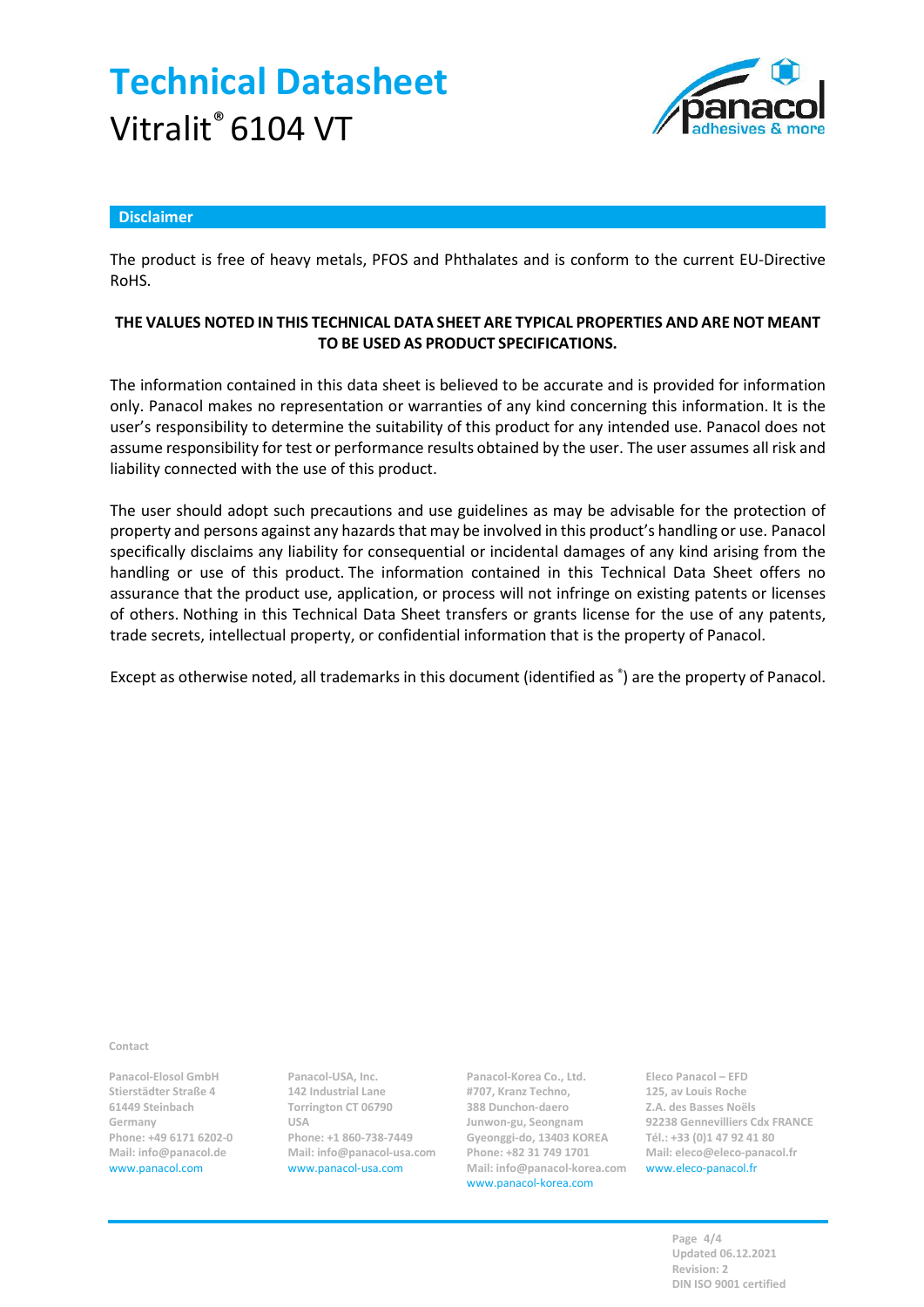# Technical Datasheet

Vitralit® 6104 VT

## Disclaimer

The product is free of heavy metals, PFOS and Phthalates and is conform to the current EU-Directive RoHS.

**THE VALUES NOTED IN THIS TECHNICAL DATA SHEET ARE TYPICAL PROPERTIES AND ARE NOT MEANT TO BE USED AS PRODUCT SPECIFICATIONS.**

The information contained in this data sheet is believed to be accurate and is provided for information only. Panacol makes no representation or warranties of any kind concerning this information. It is the user's responsibility to determine the suitability of this product for any intended use. Panacol does not assume responsibility for test or performance results obtained by the user. The user assumes all risk and liability connected with the use of this product.

The user should adopt such precautions and use guidelines as may be advisable for the protection of property and persons against any hazards that may be involved in this product's handling or use. Panacol specifically disclaims any liability for consequential or incidental damages of any kind arising from the handling or use of this product. The information contained in this Technical Data Sheet offers no assurance that the product use, application, or process will not infringe on existing patents or licenses of others. Nothing in this Technical Data Sheet transfers or grants license for the use of any patents, trade secrets, intellectual property, or confidential information that is the property of Panacol.

Except as otherwise noted, all trademarks in this document (identified as ®) are the property of Panacol.

Contact

Panacol-Elosol GmbH
Stierstädter Straße 4
61449 Steinbach
Germany
Phone: +49 6171 6202-0
Mail: info@panacol.de
www.panacol.com

Panacol-USA, Inc.
142 Industrial Lane
Torrington CT 06790
USA
Phone: +1 860-738-7449
Mail: info@panacol-usa.com
www.panacol-usa.com

Panacol-Korea Co., Ltd.
#707, Kranz Techno,
388 Dunchon-daero
Junwon-gu, Seongnam
Gyeonggi-do, 13403 KOREA
Phone: +82 31 749 1701
Mail: info@panacol-korea.com
www.panacol-korea.com

Eleco Panacol – EFD
125, av Louis Roche
Z.A. des Basses Noëls
92238 Gennevilliers Cdx FRANCE
Tél.: +33 (0)1 47 92 41 80
Mail: eleco@eleco-panacol.fr
www.eleco-panacol.fr

Updated 06.12.2021
Revision: 2
DIN ISO 9001 certified